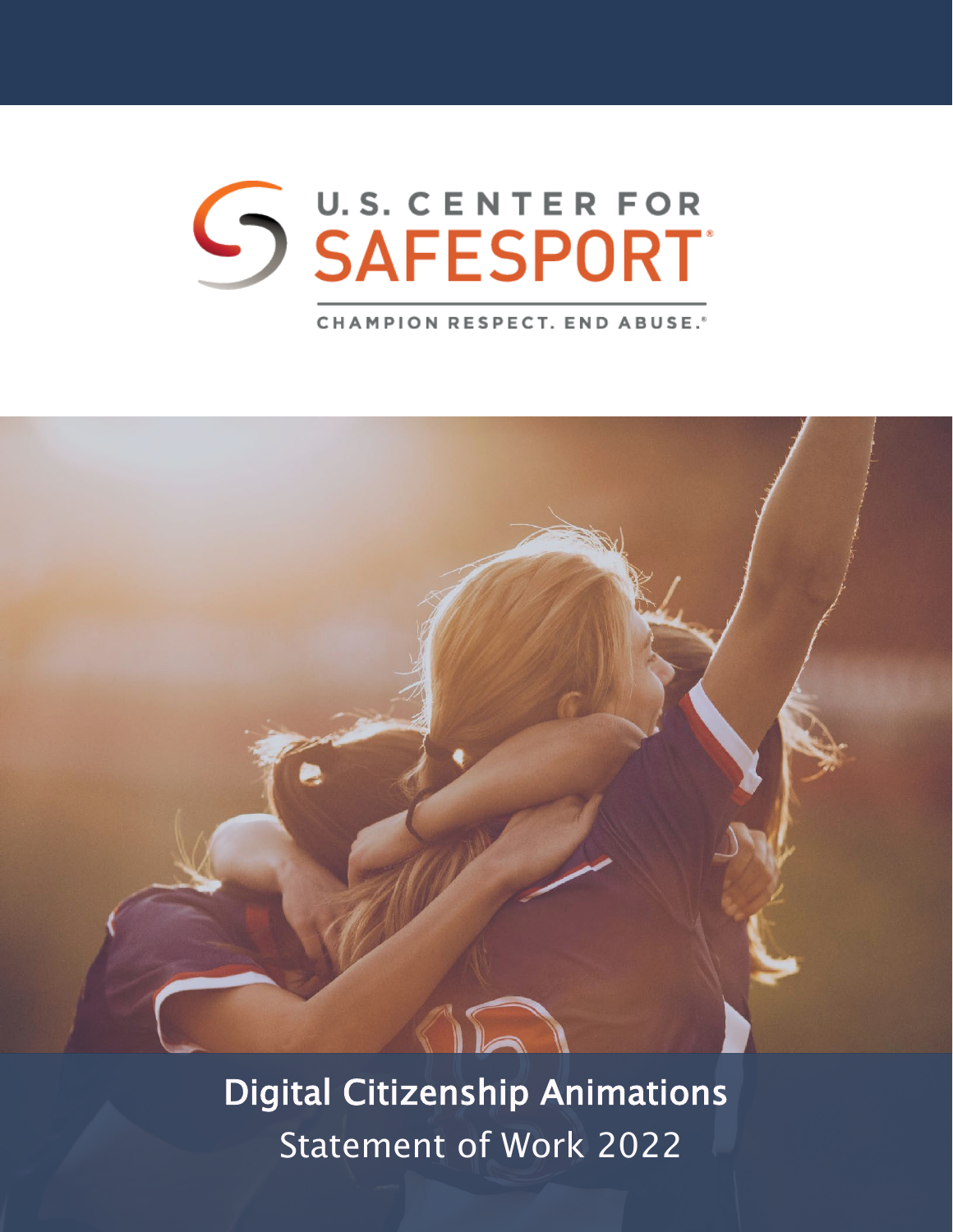U.S. CENTER FOR SAFESPORT®

CHAMPION RESPECT. END ABUSE.®

# Digital Citizenship Animations

## Statement of Work 2022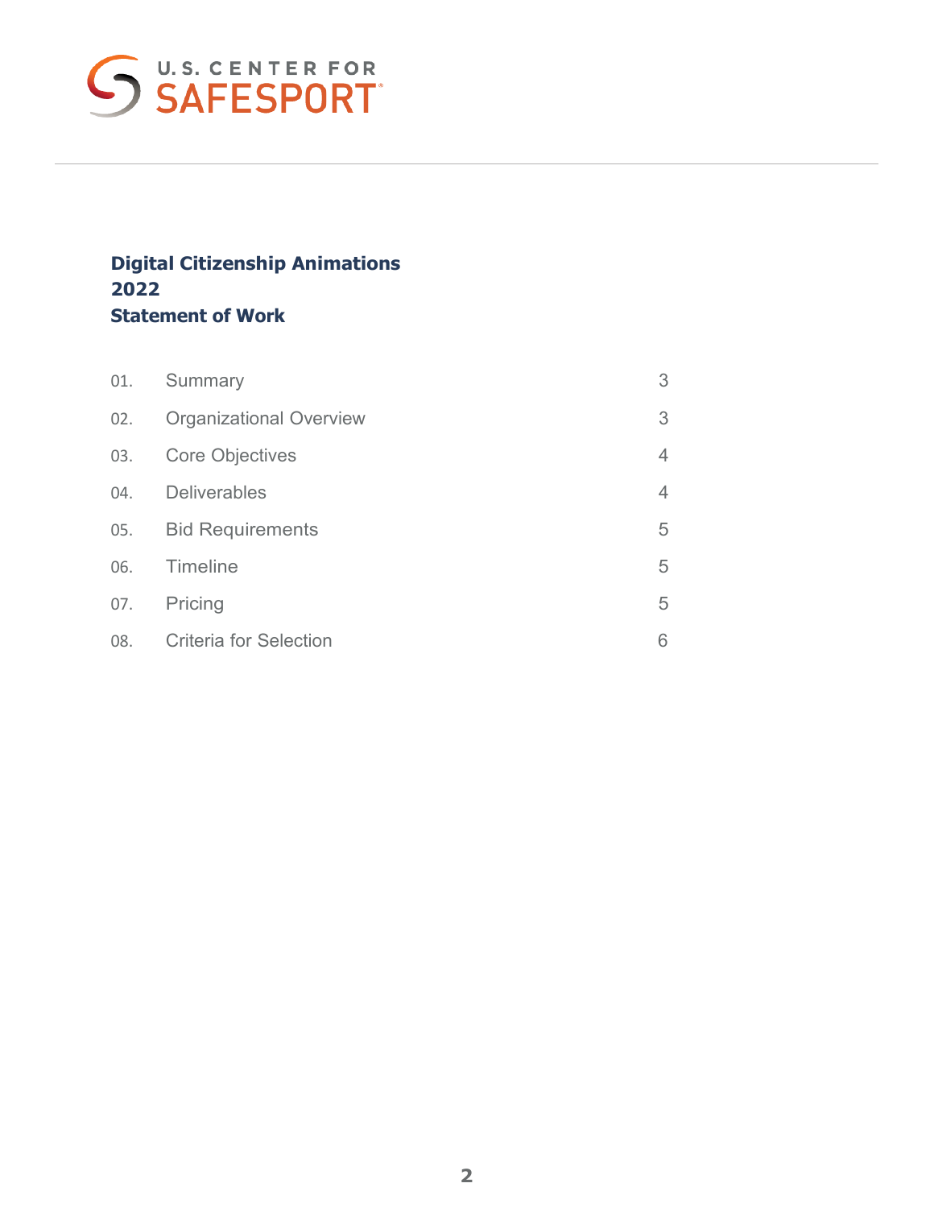U.S. CENTER FOR SAFESPORT

# Digital Citizenship Animations
# 2022
# Statement of Work

| | | |
|---|---|---|
| 01. | Summary | 3 |
| 02. | Organizational Overview | 3 |
| 03. | Core Objectives | 4 |
| 04. | Deliverables | 4 |
| 05. | Bid Requirements | 5 |
| 06. | Timeline | 5 |
| 07. | Pricing | 5 |
| 08. | Criteria for Selection | 6 |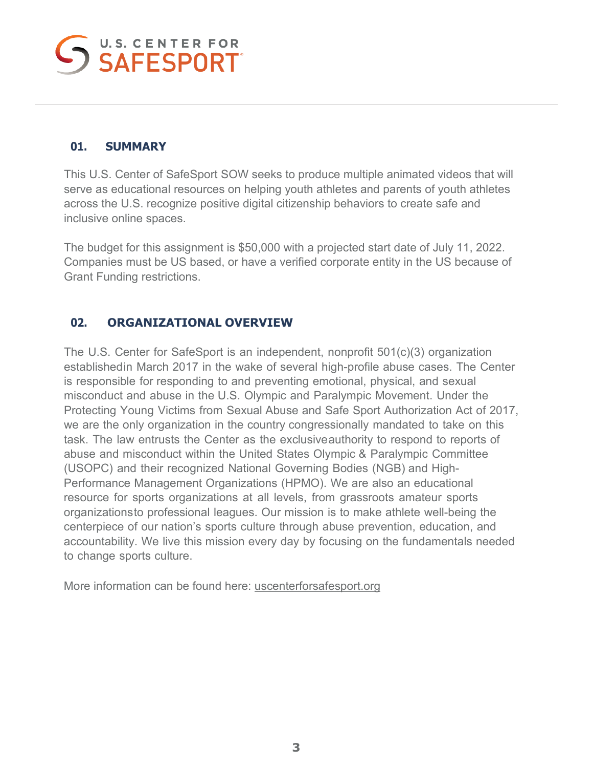U.S. CENTER FOR SAFESPORT

## 01. SUMMARY

This U.S. Center of SafeSport SOW seeks to produce multiple animated videos that will serve as educational resources on helping youth athletes and parents of youth athletes across the U.S. recognize positive digital citizenship behaviors to create safe and inclusive online spaces.

The budget for this assignment is $50,000 with a projected start date of July 11, 2022. Companies must be US based, or have a verified corporate entity in the US because of Grant Funding restrictions.

## 02. ORGANIZATIONAL OVERVIEW

The U.S. Center for SafeSport is an independent, nonprofit 501(c)(3) organization establishedin March 2017 in the wake of several high-profile abuse cases. The Center is responsible for responding to and preventing emotional, physical, and sexual misconduct and abuse in the U.S. Olympic and Paralympic Movement. Under the Protecting Young Victims from Sexual Abuse and Safe Sport Authorization Act of 2017, we are the only organization in the country congressionally mandated to take on this task. The law entrusts the Center as the exclusiveauthority to respond to reports of abuse and misconduct within the United States Olympic & Paralympic Committee (USOPC) and their recognized National Governing Bodies (NGB) and High-Performance Management Organizations (HPMO). We are also an educational resource for sports organizations at all levels, from grassroots amateur sports organizationsto professional leagues. Our mission is to make athlete well-being the centerpiece of our nation's sports culture through abuse prevention, education, and accountability. We live this mission every day by focusing on the fundamentals needed to change sports culture.

More information can be found here: uscenterforsafesport.org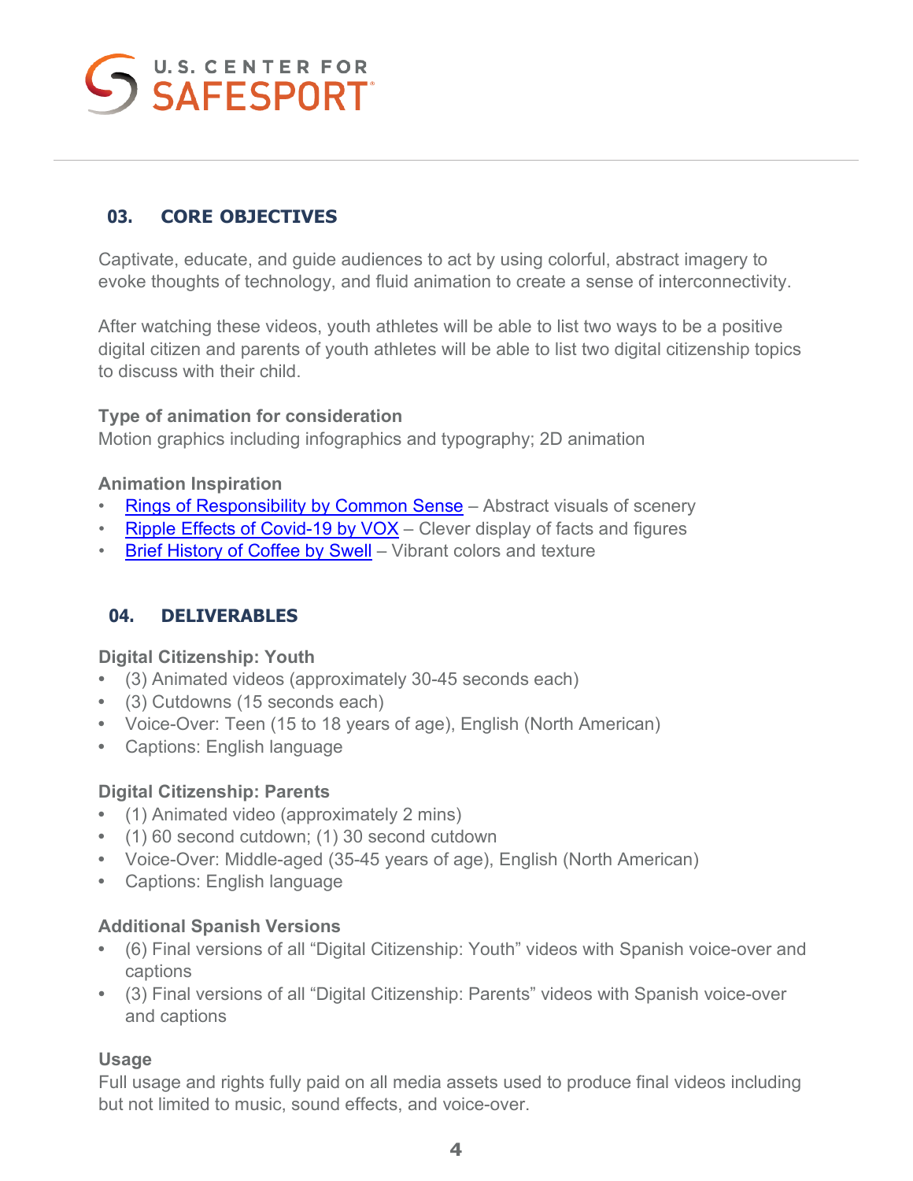## 03. CORE OBJECTIVES

Captivate, educate, and guide audiences to act by using colorful, abstract imagery to evoke thoughts of technology, and fluid animation to create a sense of interconnectivity.

After watching these videos, youth athletes will be able to list two ways to be a positive digital citizen and parents of youth athletes will be able to list two digital citizenship topics to discuss with their child.

**Type of animation for consideration**

Motion graphics including infographics and typography; 2D animation

**Animation Inspiration**

- Rings of Responsibility by Common Sense – Abstract visuals of scenery
- Ripple Effects of Covid-19 by VOX – Clever display of facts and figures
- Brief History of Coffee by Swell – Vibrant colors and texture

## 04. DELIVERABLES

**Digital Citizenship: Youth**

- (3) Animated videos (approximately 30-45 seconds each)
- (3) Cutdowns (15 seconds each)
- Voice-Over: Teen (15 to 18 years of age), English (North American)
- Captions: English language

**Digital Citizenship: Parents**

- (1) Animated video (approximately 2 mins)
- (1) 60 second cutdown; (1) 30 second cutdown
- Voice-Over: Middle-aged (35-45 years of age), English (North American)
- Captions: English language

**Additional Spanish Versions**

- (6) Final versions of all "Digital Citizenship: Youth" videos with Spanish voice-over and captions
- (3) Final versions of all "Digital Citizenship: Parents" videos with Spanish voice-over and captions

**Usage**

Full usage and rights fully paid on all media assets used to produce final videos including but not limited to music, sound effects, and voice-over.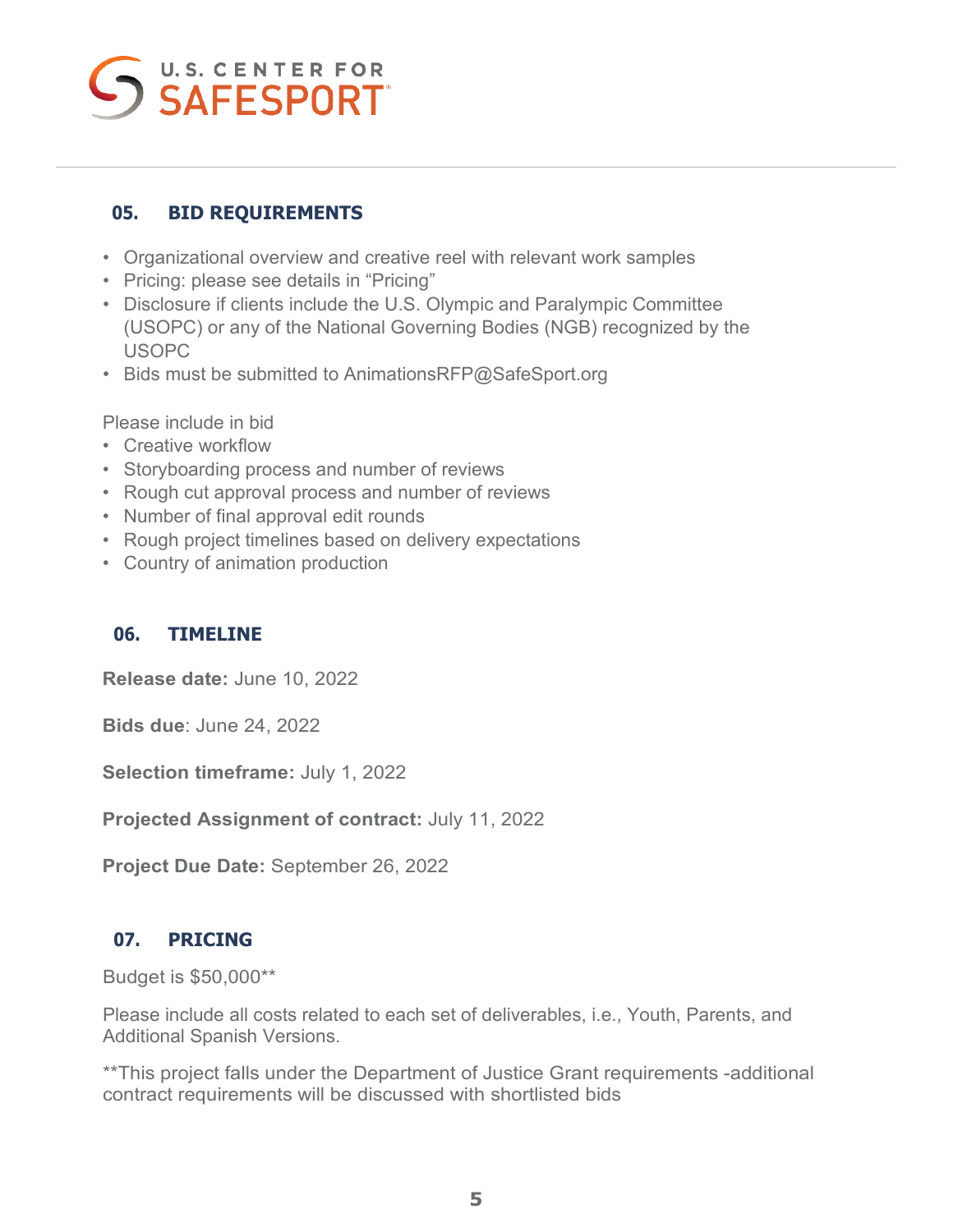## 05. BID REQUIREMENTS

- Organizational overview and creative reel with relevant work samples
- Pricing: please see details in "Pricing"
- Disclosure if clients include the U.S. Olympic and Paralympic Committee (USOPC) or any of the National Governing Bodies (NGB) recognized by the USOPC
- Bids must be submitted to AnimationsRFP@SafeSport.org

Please include in bid

- Creative workflow
- Storyboarding process and number of reviews
- Rough cut approval process and number of reviews
- Number of final approval edit rounds
- Rough project timelines based on delivery expectations
- Country of animation production

## 06. TIMELINE

**Release date:** June 10, 2022

**Bids due**: June 24, 2022

**Selection timeframe:** July 1, 2022

**Projected Assignment of contract:** July 11, 2022

**Project Due Date:** September 26, 2022

## 07. PRICING

Budget is $50,000**

Please include all costs related to each set of deliverables, i.e., Youth, Parents, and Additional Spanish Versions.

**This project falls under the Department of Justice Grant requirements -additional contract requirements will be discussed with shortlisted bids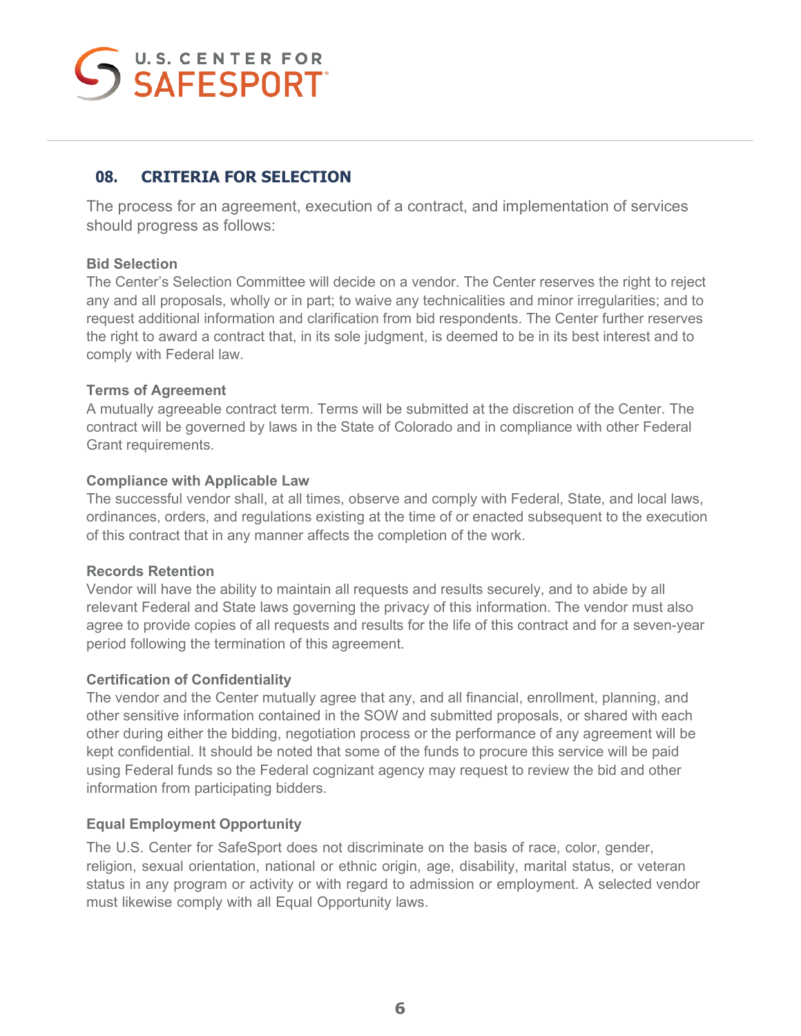## 08. CRITERIA FOR SELECTION

The process for an agreement, execution of a contract, and implementation of services should progress as follows:

**Bid Selection**

The Center's Selection Committee will decide on a vendor. The Center reserves the right to reject any and all proposals, wholly or in part; to waive any technicalities and minor irregularities; and to request additional information and clarification from bid respondents. The Center further reserves the right to award a contract that, in its sole judgment, is deemed to be in its best interest and to comply with Federal law.

**Terms of Agreement**

A mutually agreeable contract term. Terms will be submitted at the discretion of the Center. The contract will be governed by laws in the State of Colorado and in compliance with other Federal Grant requirements.

**Compliance with Applicable Law**

The successful vendor shall, at all times, observe and comply with Federal, State, and local laws, ordinances, orders, and regulations existing at the time of or enacted subsequent to the execution of this contract that in any manner affects the completion of the work.

**Records Retention**

Vendor will have the ability to maintain all requests and results securely, and to abide by all relevant Federal and State laws governing the privacy of this information. The vendor must also agree to provide copies of all requests and results for the life of this contract and for a seven-year period following the termination of this agreement.

**Certification of Confidentiality**

The vendor and the Center mutually agree that any, and all financial, enrollment, planning, and other sensitive information contained in the SOW and submitted proposals, or shared with each other during either the bidding, negotiation process or the performance of any agreement will be kept confidential. It should be noted that some of the funds to procure this service will be paid using Federal funds so the Federal cognizant agency may request to review the bid and other information from participating bidders.

**Equal Employment Opportunity**

The U.S. Center for SafeSport does not discriminate on the basis of race, color, gender, religion, sexual orientation, national or ethnic origin, age, disability, marital status, or veteran status in any program or activity or with regard to admission or employment. A selected vendor must likewise comply with all Equal Opportunity laws.